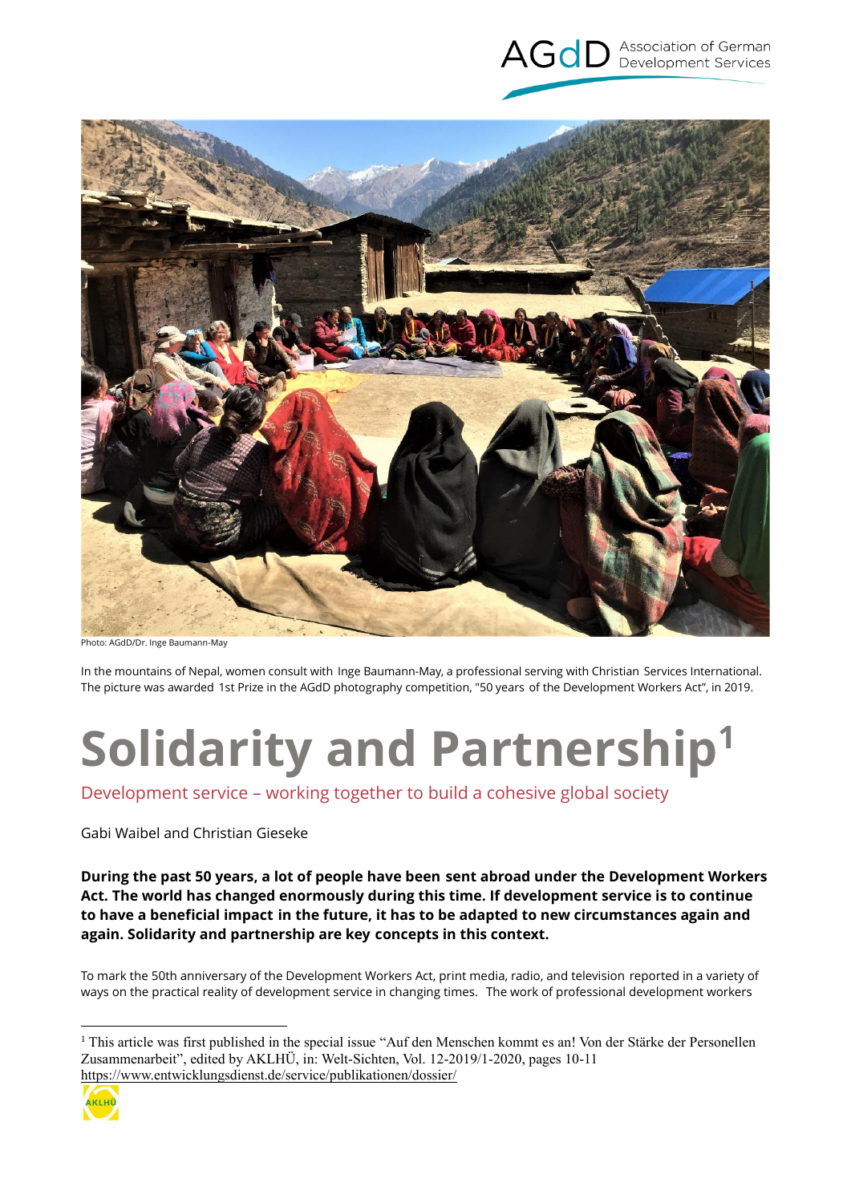AGdD Association of German Development Services

Photo: AGdD/Dr. Inge Baumann-May

In the mountains of Nepal, women consult with Inge Baumann-May, a professional serving with Christian Services International. The picture was awarded 1st Prize in the AGdD photography competition, "50 years of the Development Workers Act", in 2019.

# Solidarity and Partnership[1]

## Development service – working together to build a cohesive global society

Gabi Waibel and Christian Gieseke

**During the past 50 years, a lot of people have been sent abroad under the Development Workers Act. The world has changed enormously during this time. If development service is to continue to have a beneficial impact in the future, it has to be adapted to new circumstances again and again. Solidarity and partnership are key concepts in this context.**

To mark the 50th anniversary of the Development Workers Act, print media, radio, and television reported in a variety of ways on the practical reality of development service in changing times. The work of professional development workers

---

[1] This article was first published in the special issue "Auf den Menschen kommt es an! Von der Stärke der Personellen Zusammenarbeit", edited by AKLHÜ, in: Welt-Sichten, Vol. 12-2019/1-2020, pages 10-11 https://www.entwicklungsdienst.de/service/publikationen/dossier/

AKLHÜ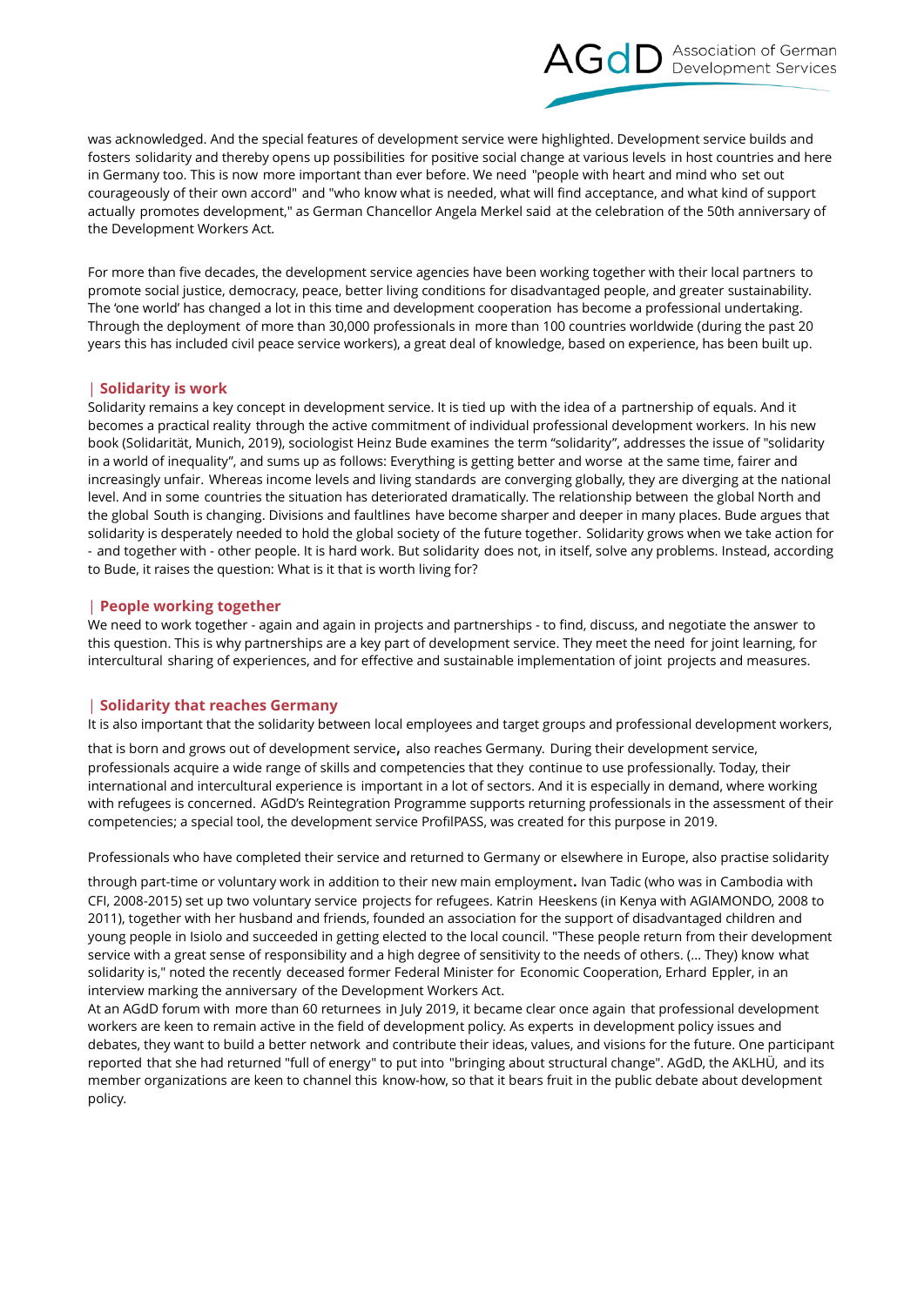was acknowledged. And the special features of development service were highlighted. Development service builds and fosters solidarity and thereby opens up possibilities for positive social change at various levels in host countries and here in Germany too. This is now more important than ever before. We need "people with heart and mind who set out courageously of their own accord" and "who know what is needed, what will find acceptance, and what kind of support actually promotes development," as German Chancellor Angela Merkel said at the celebration of the 50th anniversary of the Development Workers Act.

For more than five decades, the development service agencies have been working together with their local partners to promote social justice, democracy, peace, better living conditions for disadvantaged people, and greater sustainability. The 'one world' has changed a lot in this time and development cooperation has become a professional undertaking. Through the deployment of more than 30,000 professionals in more than 100 countries worldwide (during the past 20 years this has included civil peace service workers), a great deal of knowledge, based on experience, has been built up.

## | Solidarity is work

Solidarity remains a key concept in development service. It is tied up with the idea of a partnership of equals. And it becomes a practical reality through the active commitment of individual professional development workers. In his new book (Solidarität, Munich, 2019), sociologist Heinz Bude examines the term "solidarity", addresses the issue of "solidarity in a world of inequality", and sums up as follows: Everything is getting better and worse at the same time, fairer and increasingly unfair. Whereas income levels and living standards are converging globally, they are diverging at the national level. And in some countries the situation has deteriorated dramatically. The relationship between the global North and the global South is changing. Divisions and faultlines have become sharper and deeper in many places. Bude argues that solidarity is desperately needed to hold the global society of the future together. Solidarity grows when we take action for - and together with - other people. It is hard work. But solidarity does not, in itself, solve any problems. Instead, according to Bude, it raises the question: What is it that is worth living for?

## | People working together

We need to work together - again and again in projects and partnerships - to find, discuss, and negotiate the answer to this question. This is why partnerships are a key part of development service. They meet the need for joint learning, for intercultural sharing of experiences, and for effective and sustainable implementation of joint projects and measures.

## | Solidarity that reaches Germany

It is also important that the solidarity between local employees and target groups and professional development workers, that is born and grows out of development service, also reaches Germany. During their development service, professionals acquire a wide range of skills and competencies that they continue to use professionally. Today, their international and intercultural experience is important in a lot of sectors. And it is especially in demand, where working with refugees is concerned. AGdD's Reintegration Programme supports returning professionals in the assessment of their competencies; a special tool, the development service ProfilPASS, was created for this purpose in 2019.

Professionals who have completed their service and returned to Germany or elsewhere in Europe, also practise solidarity through part-time or voluntary work in addition to their new main employment. Ivan Tadic (who was in Cambodia with CFI, 2008-2015) set up two voluntary service projects for refugees. Katrin Heeskens (in Kenya with AGIAMONDO, 2008 to 2011), together with her husband and friends, founded an association for the support of disadvantaged children and young people in Isiolo and succeeded in getting elected to the local council. "These people return from their development service with a great sense of responsibility and a high degree of sensitivity to the needs of others. (... They) know what solidarity is," noted the recently deceased former Federal Minister for Economic Cooperation, Erhard Eppler, in an interview marking the anniversary of the Development Workers Act.

At an AGdD forum with more than 60 returnees in July 2019, it became clear once again that professional development workers are keen to remain active in the field of development policy. As experts in development policy issues and debates, they want to build a better network and contribute their ideas, values, and visions for the future. One participant reported that she had returned "full of energy" to put into "bringing about structural change". AGdD, the AKLHÜ, and its member organizations are keen to channel this know-how, so that it bears fruit in the public debate about development policy.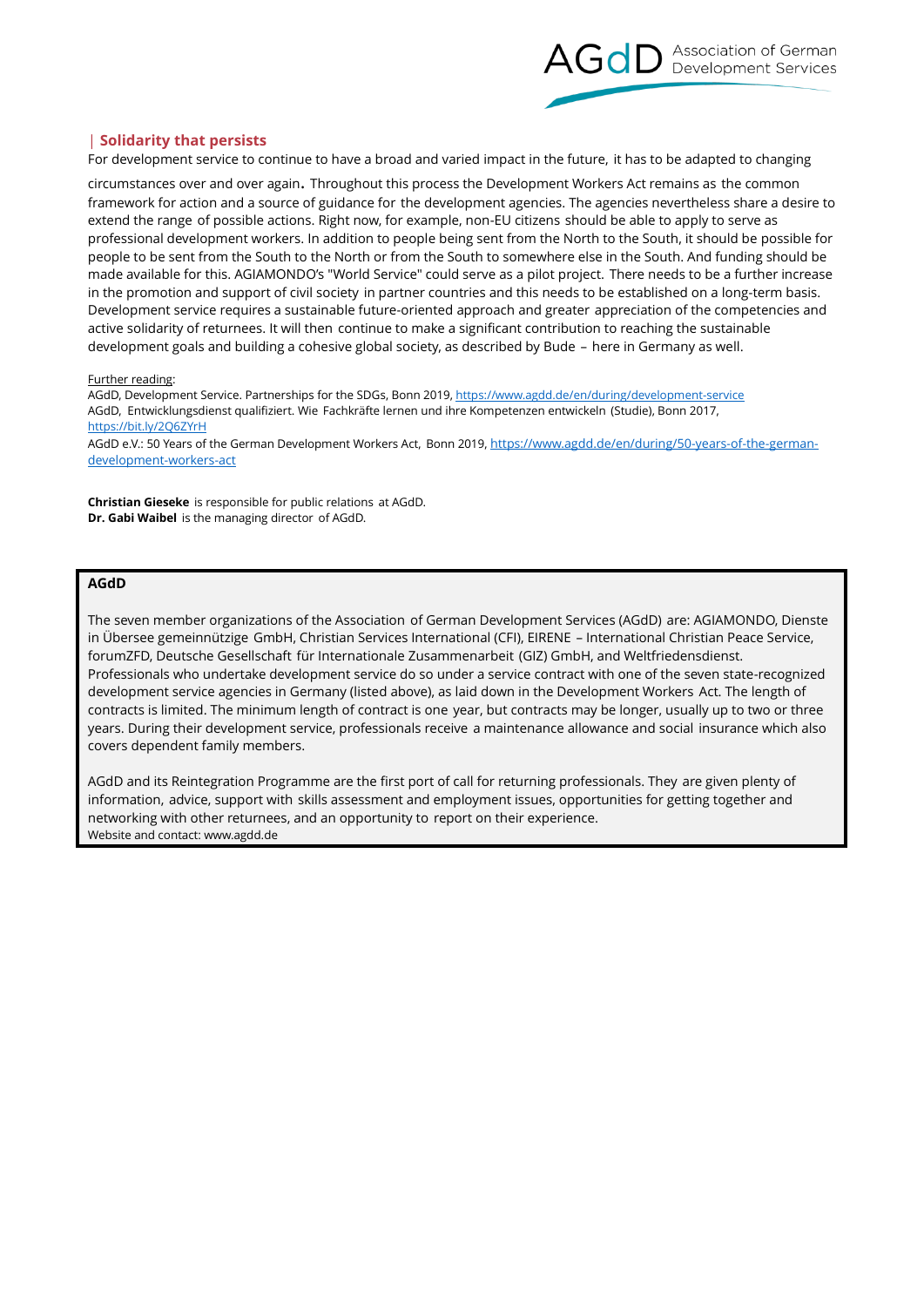## Solidarity that persists

For development service to continue to have a broad and varied impact in the future, it has to be adapted to changing circumstances over and over again. Throughout this process the Development Workers Act remains as the common framework for action and a source of guidance for the development agencies. The agencies nevertheless share a desire to extend the range of possible actions. Right now, for example, non-EU citizens should be able to apply to serve as professional development workers. In addition to people being sent from the North to the South, it should be possible for people to be sent from the South to the North or from the South to somewhere else in the South. And funding should be made available for this. AGIAMONDO's "World Service" could serve as a pilot project. There needs to be a further increase in the promotion and support of civil society in partner countries and this needs to be established on a long-term basis. Development service requires a sustainable future-oriented approach and greater appreciation of the competencies and active solidarity of returnees. It will then continue to make a significant contribution to reaching the sustainable development goals and building a cohesive global society, as described by Bude – here in Germany as well.

Further reading:

AGdD, Development Service. Partnerships for the SDGs, Bonn 2019, https://www.agdd.de/en/during/development-service

AGdD, Entwicklungsdienst qualifiziert. Wie Fachkräfte lernen und ihre Kompetenzen entwickeln (Studie), Bonn 2017, https://bit.ly/2Q6ZYrH

AGdD e.V.: 50 Years of the German Development Workers Act, Bonn 2019, https://www.agdd.de/en/during/50-years-of-the-german-development-workers-act

**Christian Gieseke** is responsible for public relations at AGdD.
**Dr. Gabi Waibel** is the managing director of AGdD.

**AGdD**

The seven member organizations of the Association of German Development Services (AGdD) are: AGIAMONDO, Dienste in Übersee gemeinnützige GmbH, Christian Services International (CFI), EIRENE – International Christian Peace Service, forumZFD, Deutsche Gesellschaft für Internationale Zusammenarbeit (GIZ) GmbH, and Weltfriedensdienst.
Professionals who undertake development service do so under a service contract with one of the seven state-recognized development service agencies in Germany (listed above), as laid down in the Development Workers Act. The length of contracts is limited. The minimum length of contract is one year, but contracts may be longer, usually up to two or three years. During their development service, professionals receive a maintenance allowance and social insurance which also covers dependent family members.

AGdD and its Reintegration Programme are the first port of call for returning professionals. They are given plenty of information, advice, support with skills assessment and employment issues, opportunities for getting together and networking with other returnees, and an opportunity to report on their experience.
Website and contact: www.agdd.de